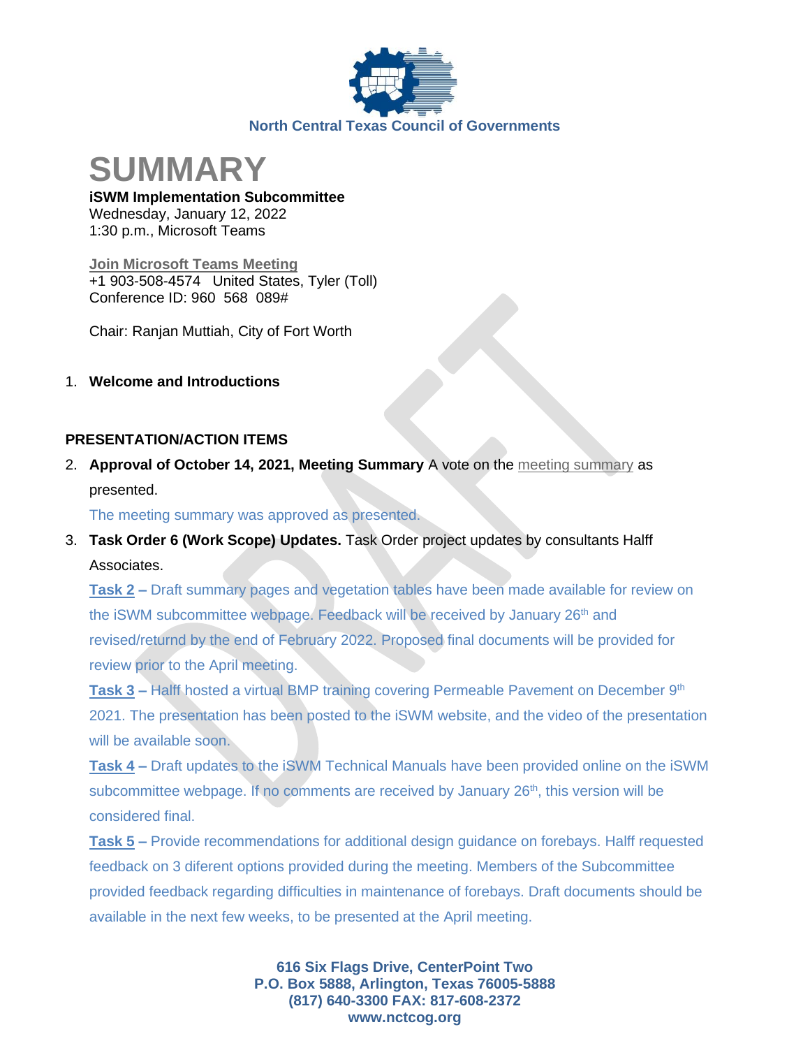North Central Texas Council of Governments

# SUMMARY

**iSWM Implementation Subcommittee**
Wednesday, January 12, 2022
1:30 p.m., Microsoft Teams

Join Microsoft Teams Meeting
+1 903-508-4574 United States, Tyler (Toll)
Conference ID: 960 568 089#

Chair: Ranjan Muttiah, City of Fort Worth

1. **Welcome and Introductions**

**PRESENTATION/ACTION ITEMS**

2. **Approval of October 14, 2021, Meeting Summary** A vote on the meeting summary as presented.

   The meeting summary was approved as presented.

3. **Task Order 6 (Work Scope) Updates.** Task Order project updates by consultants Halff Associates.

   **Task 2 –** Draft summary pages and vegetation tables have been made available for review on the iSWM subcommittee webpage. Feedback will be received by January 26th and revised/returnd by the end of February 2022. Proposed final documents will be provided for review prior to the April meeting.

   **Task 3 –** Halff hosted a virtual BMP training covering Permeable Pavement on December 9th 2021. The presentation has been posted to the iSWM website, and the video of the presentation will be available soon.

   **Task 4 –** Draft updates to the iSWM Technical Manuals have been provided online on the iSWM subcommittee webpage. If no comments are received by January 26th, this version will be considered final.

   **Task 5 –** Provide recommendations for additional design guidance on forebays. Halff requested feedback on 3 diferent options provided during the meeting. Members of the Subcommittee provided feedback regarding difficulties in maintenance of forebays. Draft documents should be available in the next few weeks, to be presented at the April meeting.

616 Six Flags Drive, CenterPoint Two
P.O. Box 5888, Arlington, Texas 76005-5888
(817) 640-3300 FAX: 817-608-2372
www.nctcog.org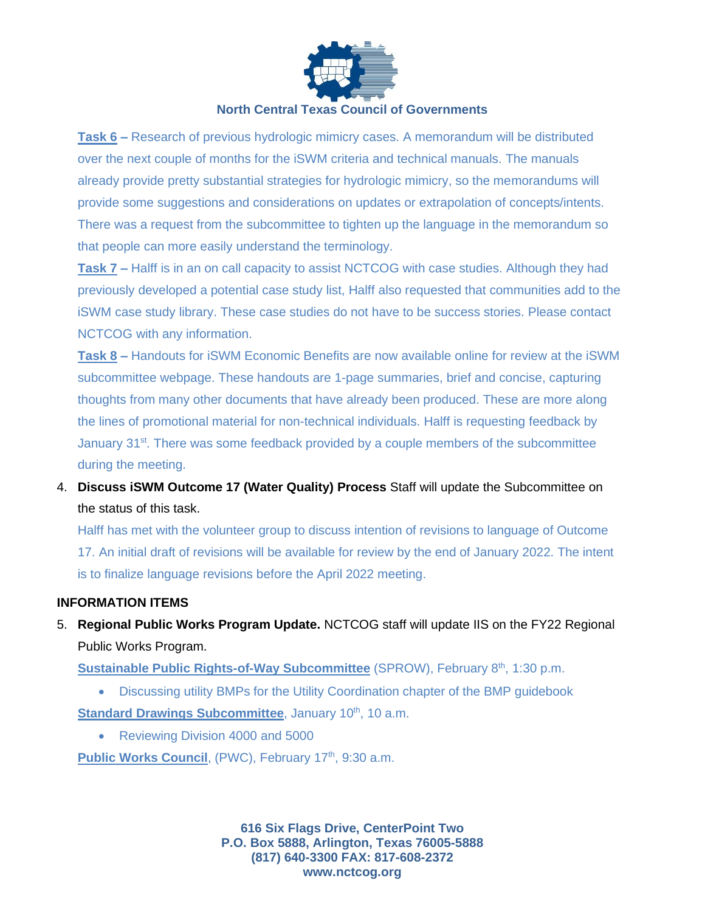**Task 6 –** Research of previous hydrologic mimicry cases. A memorandum will be distributed over the next couple of months for the iSWM criteria and technical manuals. The manuals already provide pretty substantial strategies for hydrologic mimicry, so the memorandums will provide some suggestions and considerations on updates or extrapolation of concepts/intents. There was a request from the subcommittee to tighten up the language in the memorandum so that people can more easily understand the terminology.

**Task 7 –** Halff is in an on call capacity to assist NCTCOG with case studies. Although they had previously developed a potential case study list, Halff also requested that communities add to the iSWM case study library. These case studies do not have to be success stories. Please contact NCTCOG with any information.

**Task 8 –** Handouts for iSWM Economic Benefits are now available online for review at the iSWM subcommittee webpage. These handouts are 1-page summaries, brief and concise, capturing thoughts from many other documents that have already been produced. These are more along the lines of promotional material for non-technical individuals. Halff is requesting feedback by January 31st. There was some feedback provided by a couple members of the subcommittee during the meeting.

4. **Discuss iSWM Outcome 17 (Water Quality) Process** Staff will update the Subcommittee on the status of this task.

   Halff has met with the volunteer group to discuss intention of revisions to language of Outcome 17. An initial draft of revisions will be available for review by the end of January 2022. The intent is to finalize language revisions before the April 2022 meeting.

**INFORMATION ITEMS**

5. **Regional Public Works Program Update.** NCTCOG staff will update IIS on the FY22 Regional Public Works Program.

   **Sustainable Public Rights-of-Way Subcommittee** (SPROW), February 8th, 1:30 p.m.

   - Discussing utility BMPs for the Utility Coordination chapter of the BMP guidebook

   **Standard Drawings Subcommittee**, January 10th, 10 a.m.

   - Reviewing Division 4000 and 5000

   **Public Works Council**, (PWC), February 17th, 9:30 a.m.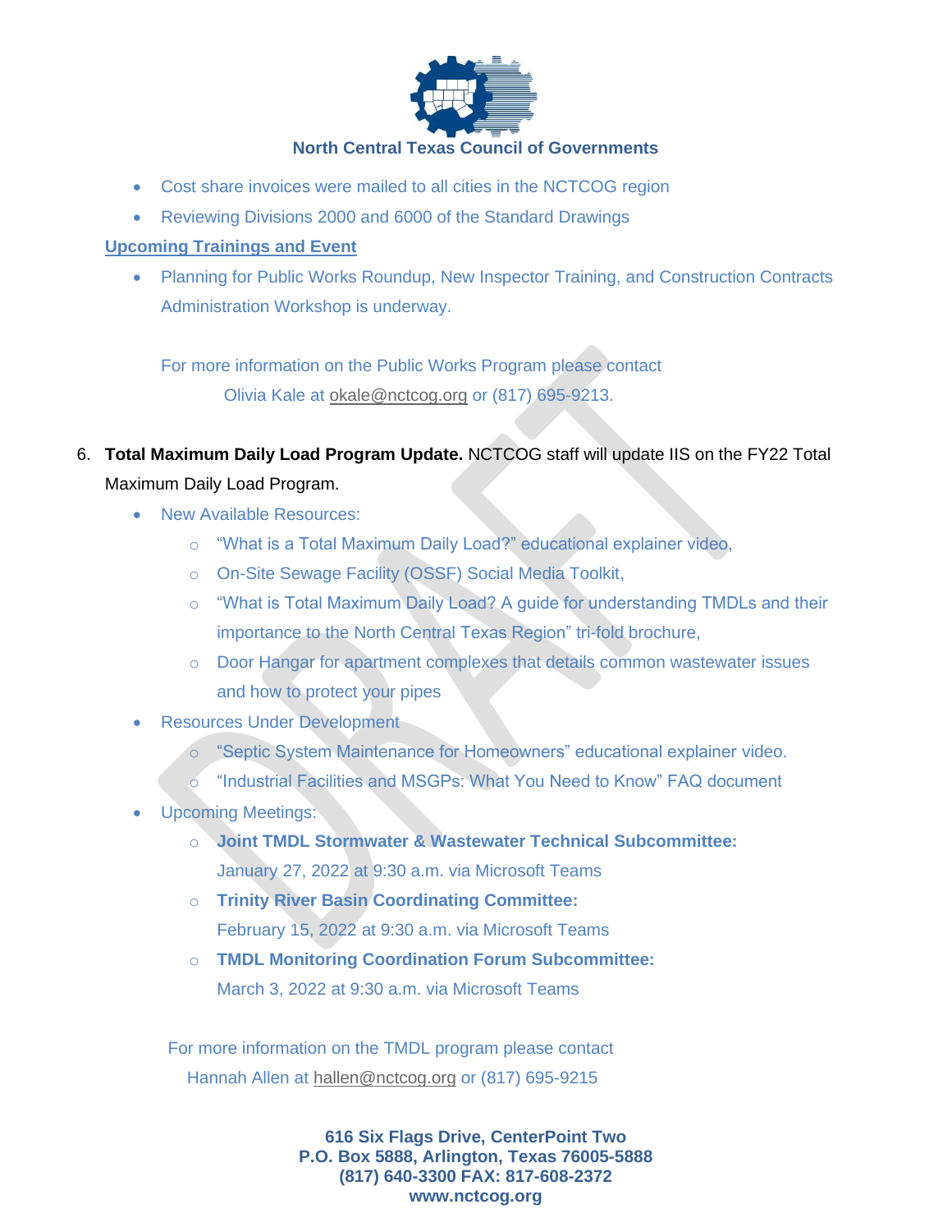- Cost share invoices were mailed to all cities in the NCTCOG region
- Reviewing Divisions 2000 and 6000 of the Standard Drawings

**Upcoming Trainings and Event**

- Planning for Public Works Roundup, New Inspector Training, and Construction Contracts Administration Workshop is underway.

For more information on the Public Works Program please contact Olivia Kale at okale@nctcog.org or (817) 695-9213.

6. **Total Maximum Daily Load Program Update.** NCTCOG staff will update IIS on the FY22 Total Maximum Daily Load Program.
   - New Available Resources:
     - "What is a Total Maximum Daily Load?" educational explainer video,
     - On-Site Sewage Facility (OSSF) Social Media Toolkit,
     - "What is Total Maximum Daily Load? A guide for understanding TMDLs and their importance to the North Central Texas Region" tri-fold brochure,
     - Door Hangar for apartment complexes that details common wastewater issues and how to protect your pipes
   - Resources Under Development
     - "Septic System Maintenance for Homeowners" educational explainer video.
     - "Industrial Facilities and MSGPs: What You Need to Know" FAQ document
   - Upcoming Meetings:
     - **Joint TMDL Stormwater & Wastewater Technical Subcommittee:** January 27, 2022 at 9:30 a.m. via Microsoft Teams
     - **Trinity River Basin Coordinating Committee:** February 15, 2022 at 9:30 a.m. via Microsoft Teams
     - **TMDL Monitoring Coordination Forum Subcommittee:** March 3, 2022 at 9:30 a.m. via Microsoft Teams

For more information on the TMDL program please contact Hannah Allen at hallen@nctcog.org or (817) 695-9215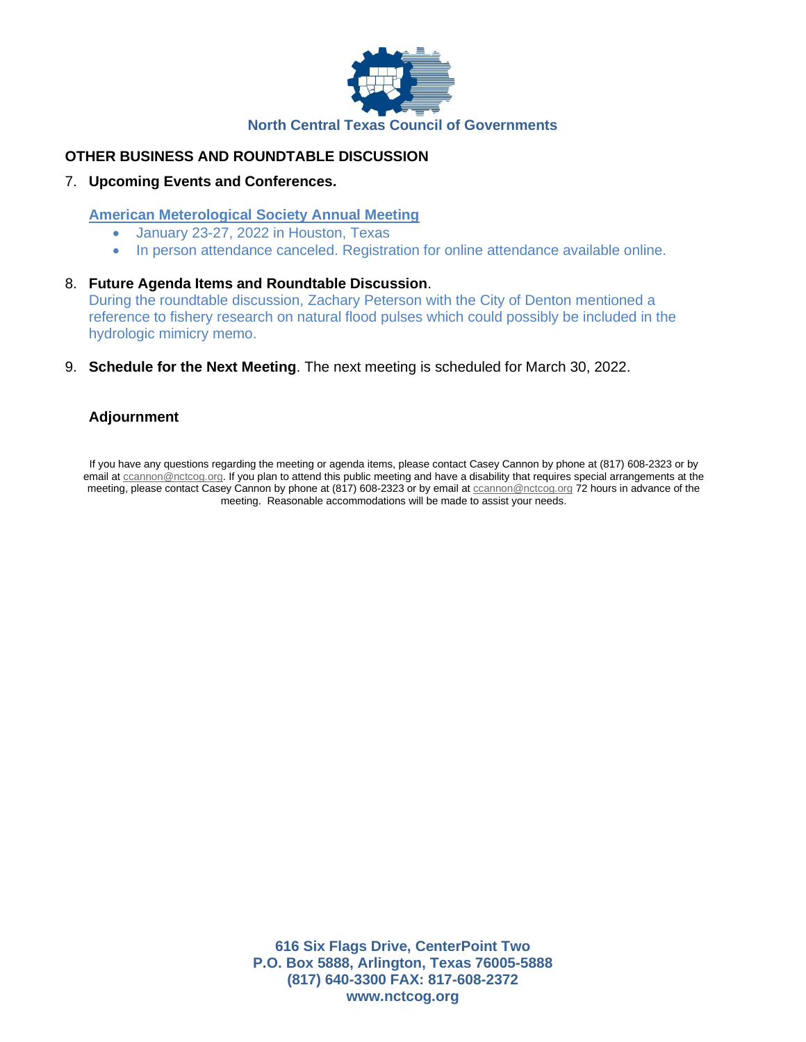North Central Texas Council of Governments

## OTHER BUSINESS AND ROUNDTABLE DISCUSSION

7. **Upcoming Events and Conferences.**

   **American Meterological Society Annual Meeting**
   - January 23-27, 2022 in Houston, Texas
   - In person attendance canceled. Registration for online attendance available online.

8. **Future Agenda Items and Roundtable Discussion**.
   During the roundtable discussion, Zachary Peterson with the City of Denton mentioned a reference to fishery research on natural flood pulses which could possibly be included in the hydrologic mimicry memo.

9. **Schedule for the Next Meeting**. The next meeting is scheduled for March 30, 2022.

**Adjournment**

If you have any questions regarding the meeting or agenda items, please contact Casey Cannon by phone at (817) 608-2323 or by email at ccannon@nctcog.org. If you plan to attend this public meeting and have a disability that requires special arrangements at the meeting, please contact Casey Cannon by phone at (817) 608-2323 or by email at ccannon@nctcog.org 72 hours in advance of the meeting. Reasonable accommodations will be made to assist your needs.

**616 Six Flags Drive, CenterPoint Two**
**P.O. Box 5888, Arlington, Texas 76005-5888**
**(817) 640-3300 FAX: 817-608-2372**
**www.nctcog.org**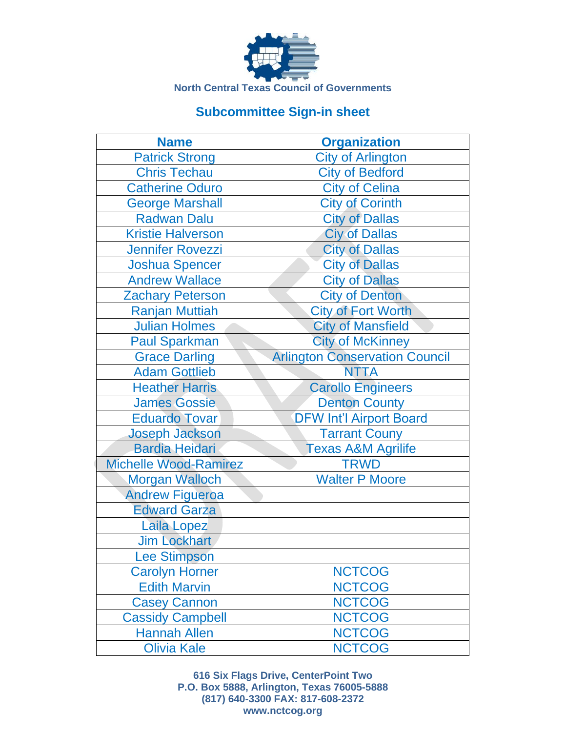North Central Texas Council of Governments

## Subcommittee Sign-in sheet

| Name | Organization |
|---|---|
| Patrick Strong | City of Arlington |
| Chris Techau | City of Bedford |
| Catherine Oduro | City of Celina |
| George Marshall | City of Corinth |
| Radwan Dalu | City of Dallas |
| Kristie Halverson | Ciy of Dallas |
| Jennifer Rovezzi | City of Dallas |
| Joshua Spencer | City of Dallas |
| Andrew Wallace | City of Dallas |
| Zachary Peterson | City of Denton |
| Ranjan Muttiah | City of Fort Worth |
| Julian Holmes | City of Mansfield |
| Paul Sparkman | City of McKinney |
| Grace Darling | Arlington Conservation Council |
| Adam Gottlieb | NTTA |
| Heather Harris | Carollo Engineers |
| James Gossie | Denton County |
| Eduardo Tovar | DFW Int'l Airport Board |
| Joseph Jackson | Tarrant Couny |
| Bardia Heidari | Texas A&M Agrilife |
| Michelle Wood-Ramirez | TRWD |
| Morgan Walloch | Walter P Moore |
| Andrew Figueroa | |
| Edward Garza | |
| Laila Lopez | |
| Jim Lockhart | |
| Lee Stimpson | |
| Carolyn Horner | NCTCOG |
| Edith Marvin | NCTCOG |
| Casey Cannon | NCTCOG |
| Cassidy Campbell | NCTCOG |
| Hannah Allen | NCTCOG |
| Olivia Kale | NCTCOG |

**616 Six Flags Drive, CenterPoint Two**
**P.O. Box 5888, Arlington, Texas 76005-5888**
**(817) 640-3300 FAX: 817-608-2372**
**www.nctcog.org**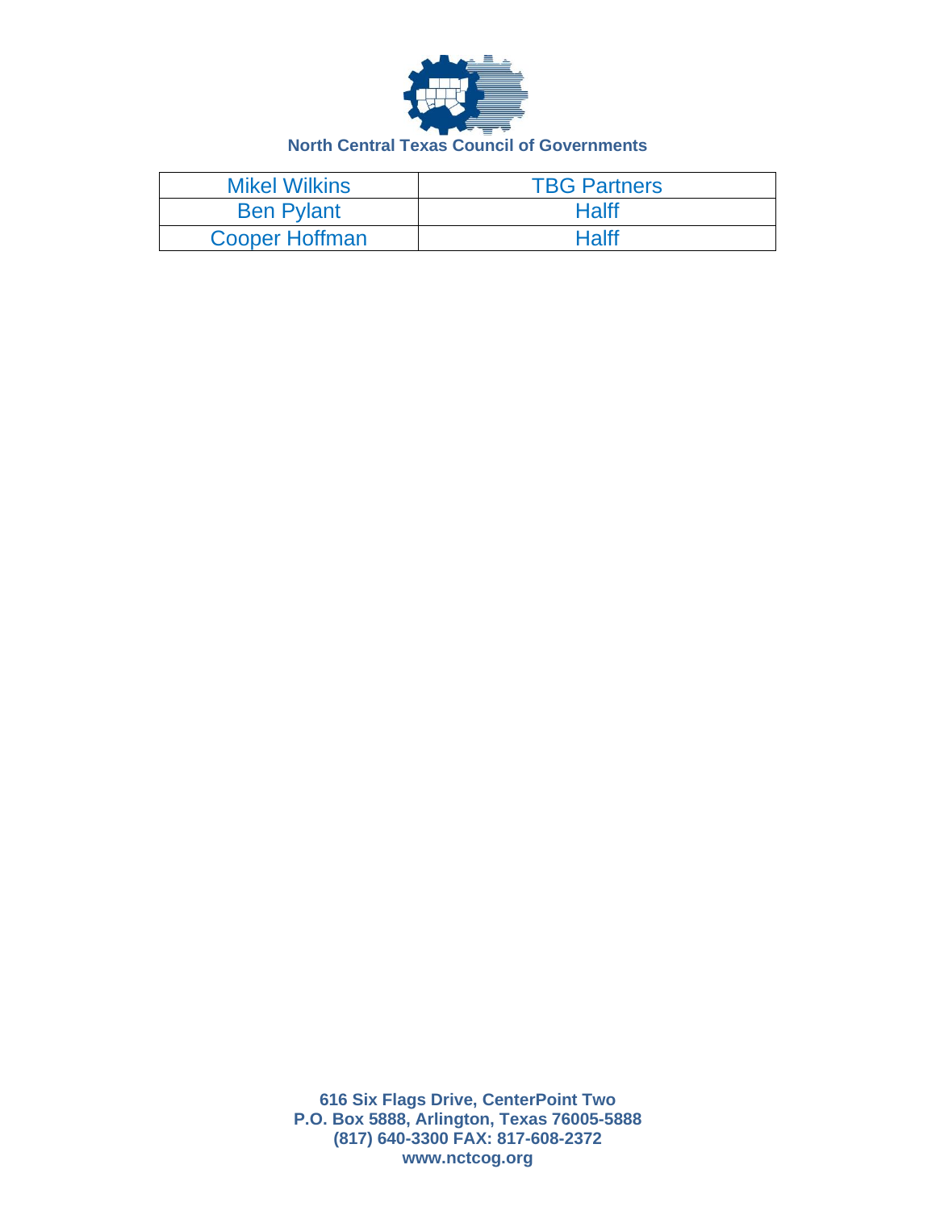**North Central Texas Council of Governments**

| | |
|---|---|
| Mikel Wilkins | TBG Partners |
| Ben Pylant | Halff |
| Cooper Hoffman | Halff |

**616 Six Flags Drive, CenterPoint Two**
**P.O. Box 5888, Arlington, Texas 76005-5888**
**(817) 640-3300 FAX: 817-608-2372**
**www.nctcog.org**